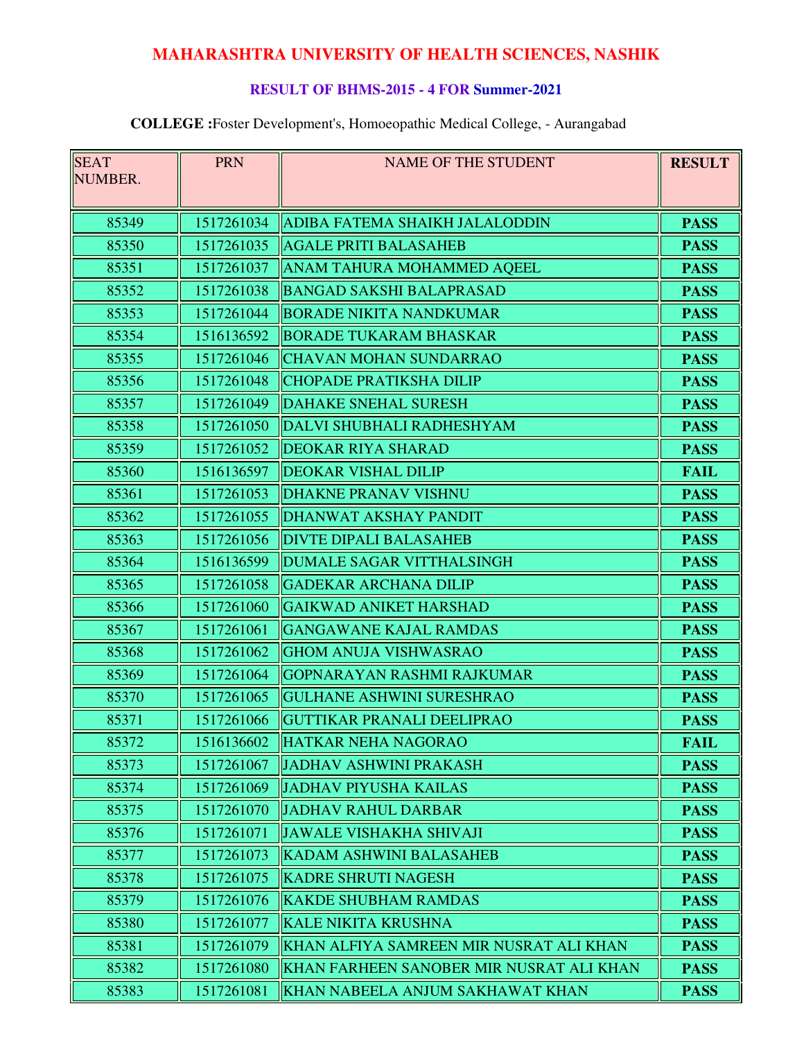# MAHARASHTRA UNIVERSITY OF HEALTH SCIENCES, NASHIK

## RESULT OF BHMS-2015 - 4 FOR Summer-2021

**COLLEGE :**Foster Development's, Homoeopathic Medical College, - Aurangabad

| SEAT NUMBER. | PRN | NAME OF THE STUDENT | RESULT |
|---|---|---|---|
| 85349 | 1517261034 | ADIBA FATEMA SHAIKH JALALODDIN | **PASS** |
| 85350 | 1517261035 | AGALE PRITI BALASAHEB | **PASS** |
| 85351 | 1517261037 | ANAM TAHURA MOHAMMED AQEEL | **PASS** |
| 85352 | 1517261038 | BANGAD SAKSHI BALAPRASAD | **PASS** |
| 85353 | 1517261044 | BORADE NIKITA NANDKUMAR | **PASS** |
| 85354 | 1516136592 | BORADE TUKARAM BHASKAR | **PASS** |
| 85355 | 1517261046 | CHAVAN MOHAN SUNDARRAO | **PASS** |
| 85356 | 1517261048 | CHOPADE PRATIKSHA DILIP | **PASS** |
| 85357 | 1517261049 | DAHAKE SNEHAL SURESH | **PASS** |
| 85358 | 1517261050 | DALVI SHUBHALI RADHESHYAM | **PASS** |
| 85359 | 1517261052 | DEOKAR RIYA SHARAD | **PASS** |
| 85360 | 1516136597 | DEOKAR VISHAL DILIP | **FAIL** |
| 85361 | 1517261053 | DHAKNE PRANAV VISHNU | **PASS** |
| 85362 | 1517261055 | DHANWAT AKSHAY PANDIT | **PASS** |
| 85363 | 1517261056 | DIVTE DIPALI BALASAHEB | **PASS** |
| 85364 | 1516136599 | DUMALE SAGAR VITTHALSINGH | **PASS** |
| 85365 | 1517261058 | GADEKAR ARCHANA DILIP | **PASS** |
| 85366 | 1517261060 | GAIKWAD ANIKET HARSHAD | **PASS** |
| 85367 | 1517261061 | GANGAWANE KAJAL RAMDAS | **PASS** |
| 85368 | 1517261062 | GHOM ANUJA VISHWASRAO | **PASS** |
| 85369 | 1517261064 | GOPNARAYAN RASHMI RAJKUMAR | **PASS** |
| 85370 | 1517261065 | GULHANE ASHWINI SURESHRAO | **PASS** |
| 85371 | 1517261066 | GUTTIKAR PRANALI DEELIPRAO | **PASS** |
| 85372 | 1516136602 | HATKAR NEHA NAGORAO | **FAIL** |
| 85373 | 1517261067 | JADHAV ASHWINI PRAKASH | **PASS** |
| 85374 | 1517261069 | JADHAV PIYUSHA KAILAS | **PASS** |
| 85375 | 1517261070 | JADHAV RAHUL DARBAR | **PASS** |
| 85376 | 1517261071 | JAWALE VISHAKHA SHIVAJI | **PASS** |
| 85377 | 1517261073 | KADAM ASHWINI BALASAHEB | **PASS** |
| 85378 | 1517261075 | KADRE SHRUTI NAGESH | **PASS** |
| 85379 | 1517261076 | KAKDE SHUBHAM RAMDAS | **PASS** |
| 85380 | 1517261077 | KALE NIKITA KRUSHNA | **PASS** |
| 85381 | 1517261079 | KHAN ALFIYA SAMREEN MIR NUSRAT ALI KHAN | **PASS** |
| 85382 | 1517261080 | KHAN FARHEEN SANOBER MIR NUSRAT ALI KHAN | **PASS** |
| 85383 | 1517261081 | KHAN NABEELA ANJUM SAKHAWAT KHAN | **PASS** |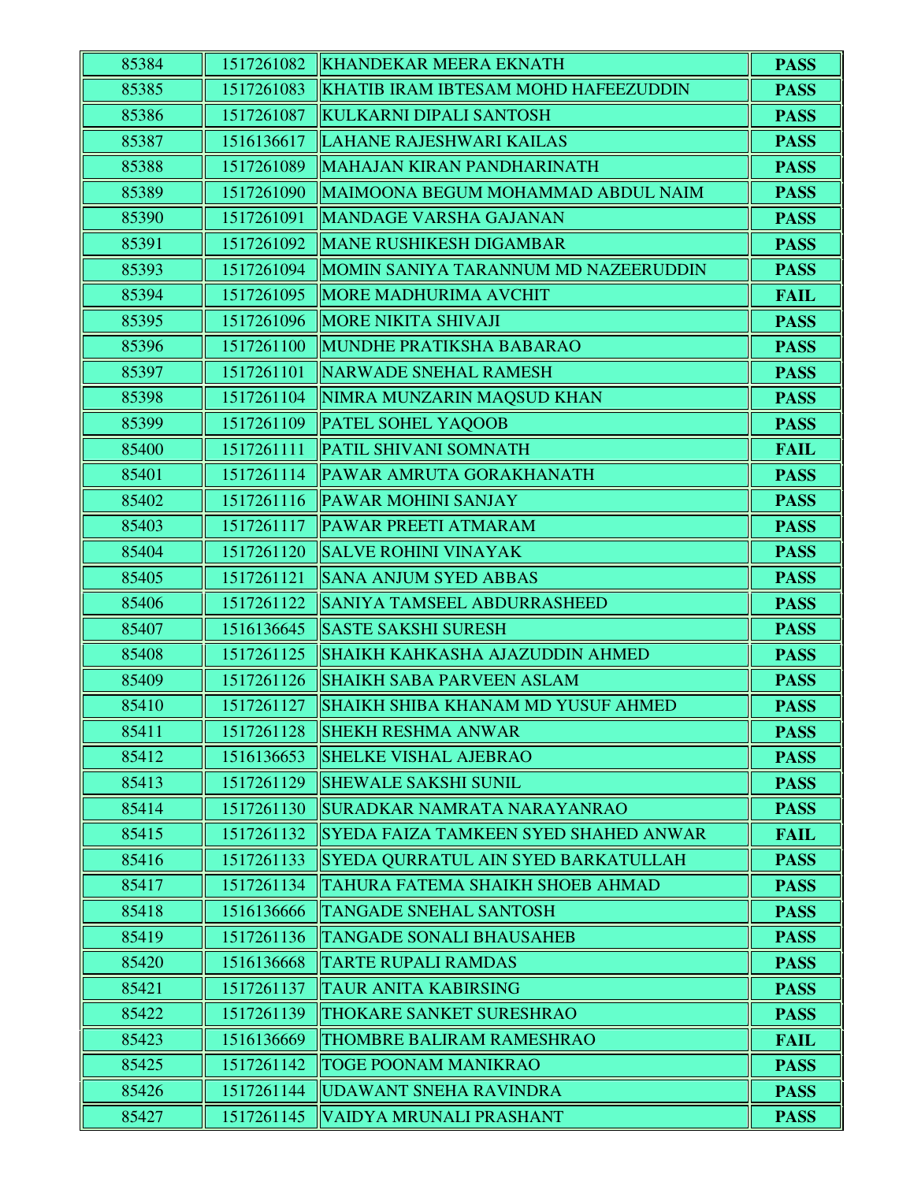| 85384 | 1517261082 | KHANDEKAR MEERA EKNATH | **PASS** |
|---|---|---|---|
| 85385 | 1517261083 | KHATIB IRAM IBTESAM MOHD HAFEEZUDDIN | **PASS** |
| 85386 | 1517261087 | KULKARNI DIPALI SANTOSH | **PASS** |
| 85387 | 1516136617 | LAHANE RAJESHWARI KAILAS | **PASS** |
| 85388 | 1517261089 | MAHAJAN KIRAN PANDHARINATH | **PASS** |
| 85389 | 1517261090 | MAIMOONA BEGUM MOHAMMAD ABDUL NAIM | **PASS** |
| 85390 | 1517261091 | MANDAGE VARSHA GAJANAN | **PASS** |
| 85391 | 1517261092 | MANE RUSHIKESH DIGAMBAR | **PASS** |
| 85393 | 1517261094 | MOMIN SANIYA TARANNUM MD NAZEERUDDIN | **PASS** |
| 85394 | 1517261095 | MORE MADHURIMA AVCHIT | **FAIL** |
| 85395 | 1517261096 | MORE NIKITA SHIVAJI | **PASS** |
| 85396 | 1517261100 | MUNDHE PRATIKSHA BABARAO | **PASS** |
| 85397 | 1517261101 | NARWADE SNEHAL RAMESH | **PASS** |
| 85398 | 1517261104 | NIMRA MUNZARIN MAQSUD KHAN | **PASS** |
| 85399 | 1517261109 | PATEL SOHEL YAQOOB | **PASS** |
| 85400 | 1517261111 | PATIL SHIVANI SOMNATH | **FAIL** |
| 85401 | 1517261114 | PAWAR AMRUTA GORAKHANATH | **PASS** |
| 85402 | 1517261116 | PAWAR MOHINI SANJAY | **PASS** |
| 85403 | 1517261117 | PAWAR PREETI ATMARAM | **PASS** |
| 85404 | 1517261120 | SALVE ROHINI VINAYAK | **PASS** |
| 85405 | 1517261121 | SANA ANJUM SYED ABBAS | **PASS** |
| 85406 | 1517261122 | SANIYA TAMSEEL ABDURRASHEED | **PASS** |
| 85407 | 1516136645 | SASTE SAKSHI SURESH | **PASS** |
| 85408 | 1517261125 | SHAIKH KAHKASHA AJAZUDDIN AHMED | **PASS** |
| 85409 | 1517261126 | SHAIKH SABA PARVEEN ASLAM | **PASS** |
| 85410 | 1517261127 | SHAIKH SHIBA KHANAM MD YUSUF AHMED | **PASS** |
| 85411 | 1517261128 | SHEKH RESHMA ANWAR | **PASS** |
| 85412 | 1516136653 | SHELKE VISHAL AJEBRAO | **PASS** |
| 85413 | 1517261129 | SHEWALE SAKSHI SUNIL | **PASS** |
| 85414 | 1517261130 | SURADKAR NAMRATA NARAYANRAO | **PASS** |
| 85415 | 1517261132 | SYEDA FAIZA TAMKEEN SYED SHAHED ANWAR | **FAIL** |
| 85416 | 1517261133 | SYEDA QURRATUL AIN SYED BARKATULLAH | **PASS** |
| 85417 | 1517261134 | TAHURA FATEMA SHAIKH SHOEB AHMAD | **PASS** |
| 85418 | 1516136666 | TANGADE SNEHAL SANTOSH | **PASS** |
| 85419 | 1517261136 | TANGADE SONALI BHAUSAHEB | **PASS** |
| 85420 | 1516136668 | TARTE RUPALI RAMDAS | **PASS** |
| 85421 | 1517261137 | TAUR ANITA KABIRSING | **PASS** |
| 85422 | 1517261139 | THOKARE SANKET SURESHRAO | **PASS** |
| 85423 | 1516136669 | THOMBRE BALIRAM RAMESHRAO | **FAIL** |
| 85425 | 1517261142 | TOGE POONAM MANIKRAO | **PASS** |
| 85426 | 1517261144 | UDAWANT SNEHA RAVINDRA | **PASS** |
| 85427 | 1517261145 | VAIDYA MRUNALI PRASHANT | **PASS** |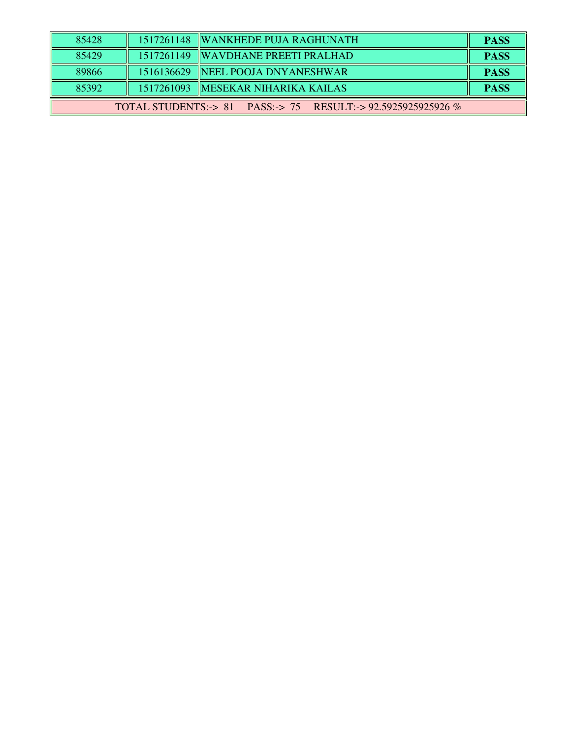| | | | |
|---|---|---|---|
| 85428 | 1517261148 | WANKHEDE PUJA RAGHUNATH | **PASS** |
| 85429 | 1517261149 | WAVDHANE PREETI PRALHAD | **PASS** |
| 89866 | 1516136629 | NEEL POOJA DNYANESHWAR | **PASS** |
| 85392 | 1517261093 | MESEKAR NIHARIKA KAILAS | **PASS** |

TOTAL STUDENTS:-> 81 PASS:-> 75 RESULT:-> 92.5925925925926 %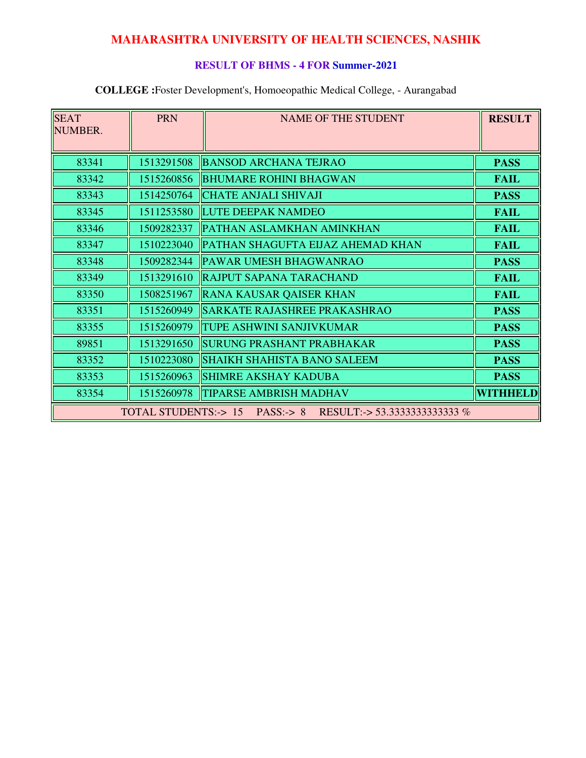# MAHARASHTRA UNIVERSITY OF HEALTH SCIENCES, NASHIK

## RESULT OF BHMS - 4 FOR Summer-2021

**COLLEGE :**Foster Development's, Homoeopathic Medical College, - Aurangabad

| SEAT NUMBER. | PRN | NAME OF THE STUDENT | RESULT |
|---|---|---|---|
| 83341 | 1513291508 | BANSOD ARCHANA TEJRAO | **PASS** |
| 83342 | 1515260856 | BHUMARE ROHINI BHAGWAN | **FAIL** |
| 83343 | 1514250764 | CHATE ANJALI SHIVAJI | **PASS** |
| 83345 | 1511253580 | LUTE DEEPAK NAMDEO | **FAIL** |
| 83346 | 1509282337 | PATHAN ASLAMKHAN AMINKHAN | **FAIL** |
| 83347 | 1510223040 | PATHAN SHAGUFTA EIJAZ AHEMAD KHAN | **FAIL** |
| 83348 | 1509282344 | PAWAR UMESH BHAGWANRAO | **PASS** |
| 83349 | 1513291610 | RAJPUT SAPANA TARACHAND | **FAIL** |
| 83350 | 1508251967 | RANA KAUSAR QAISER KHAN | **FAIL** |
| 83351 | 1515260949 | SARKATE RAJASHREE PRAKASHRAO | **PASS** |
| 83355 | 1515260979 | TUPE ASHWINI SANJIVKUMAR | **PASS** |
| 89851 | 1513291650 | SURUNG PRASHANT PRABHAKAR | **PASS** |
| 83352 | 1510223080 | SHAIKH SHAHISTA BANO SALEEM | **PASS** |
| 83353 | 1515260963 | SHIMRE AKSHAY KADUBA | **PASS** |
| 83354 | 1515260978 | TIPARSE AMBRISH MADHAV | **WITHHELD** |

TOTAL STUDENTS:-> 15 PASS:-> 8 RESULT:-> 53.3333333333333 %